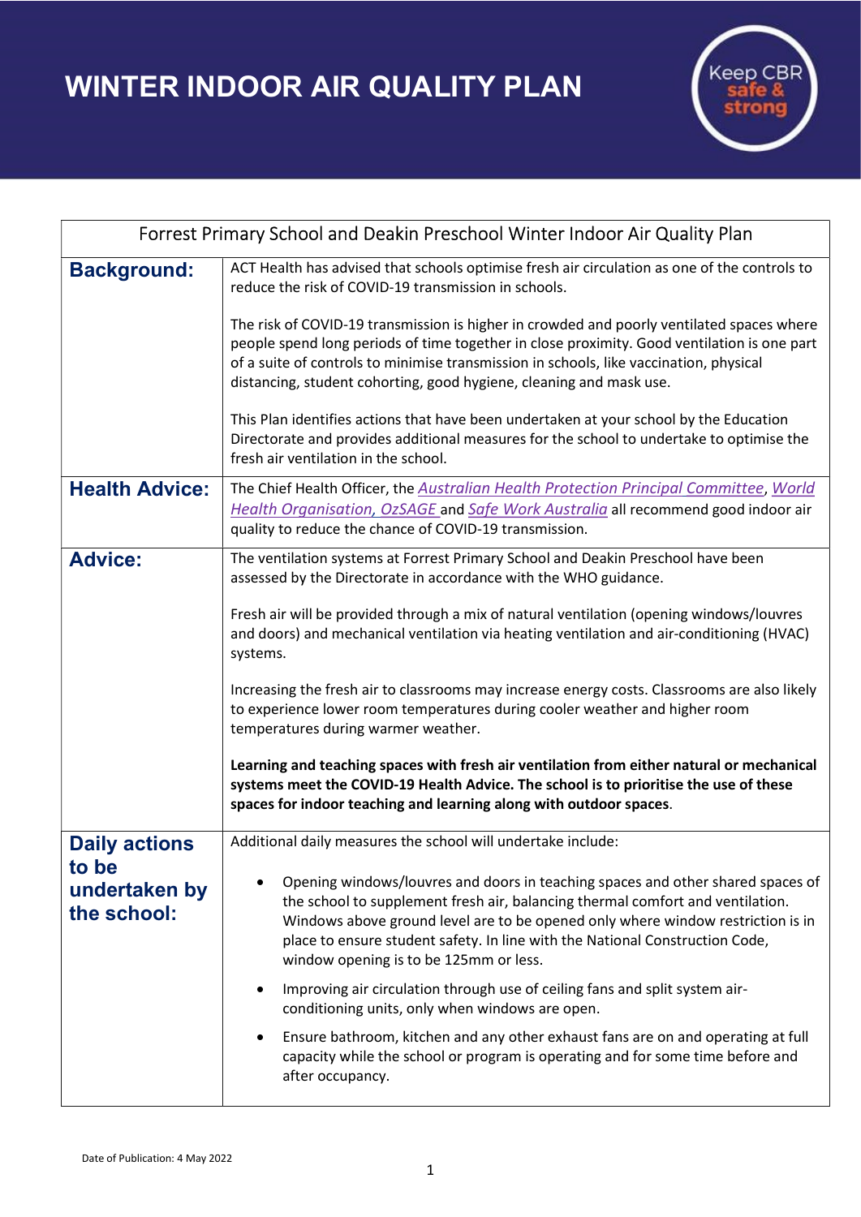# WINTER INDOOR AIR QUALITY PLAN

Keep CBR safe & strong

| Forrest Primary School and Deakin Preschool Winter Indoor Air Quality Plan | |
|---|---|
| **Background:** | ACT Health has advised that schools optimise fresh air circulation as one of the controls to reduce the risk of COVID-19 transmission in schools.<br><br>The risk of COVID-19 transmission is higher in crowded and poorly ventilated spaces where people spend long periods of time together in close proximity. Good ventilation is one part of a suite of controls to minimise transmission in schools, like vaccination, physical distancing, student cohorting, good hygiene, cleaning and mask use.<br><br>This Plan identifies actions that have been undertaken at your school by the Education Directorate and provides additional measures for the school to undertake to optimise the fresh air ventilation in the school. |
| **Health Advice:** | The Chief Health Officer, the *Australian Health Protection Principal Committee*, *World Health Organisation, OzSAGE* and *Safe Work Australia* all recommend good indoor air quality to reduce the chance of COVID-19 transmission. |
| **Advice:** | The ventilation systems at Forrest Primary School and Deakin Preschool have been assessed by the Directorate in accordance with the WHO guidance.<br><br>Fresh air will be provided through a mix of natural ventilation (opening windows/louvres and doors) and mechanical ventilation via heating ventilation and air-conditioning (HVAC) systems.<br><br>Increasing the fresh air to classrooms may increase energy costs. Classrooms are also likely to experience lower room temperatures during cooler weather and higher room temperatures during warmer weather.<br><br>**Learning and teaching spaces with fresh air ventilation from either natural or mechanical systems meet the COVID-19 Health Advice. The school is to prioritise the use of these spaces for indoor teaching and learning along with outdoor spaces**. |
| **Daily actions to be undertaken by the school:** | Additional daily measures the school will undertake include:<br><br>• Opening windows/louvres and doors in teaching spaces and other shared spaces of the school to supplement fresh air, balancing thermal comfort and ventilation. Windows above ground level are to be opened only where window restriction is in place to ensure student safety. In line with the National Construction Code, window opening is to be 125mm or less.<br><br>• Improving air circulation through use of ceiling fans and split system air-conditioning units, only when windows are open.<br><br>• Ensure bathroom, kitchen and any other exhaust fans are on and operating at full capacity while the school or program is operating and for some time before and after occupancy. |

Date of Publication: 4 May 2022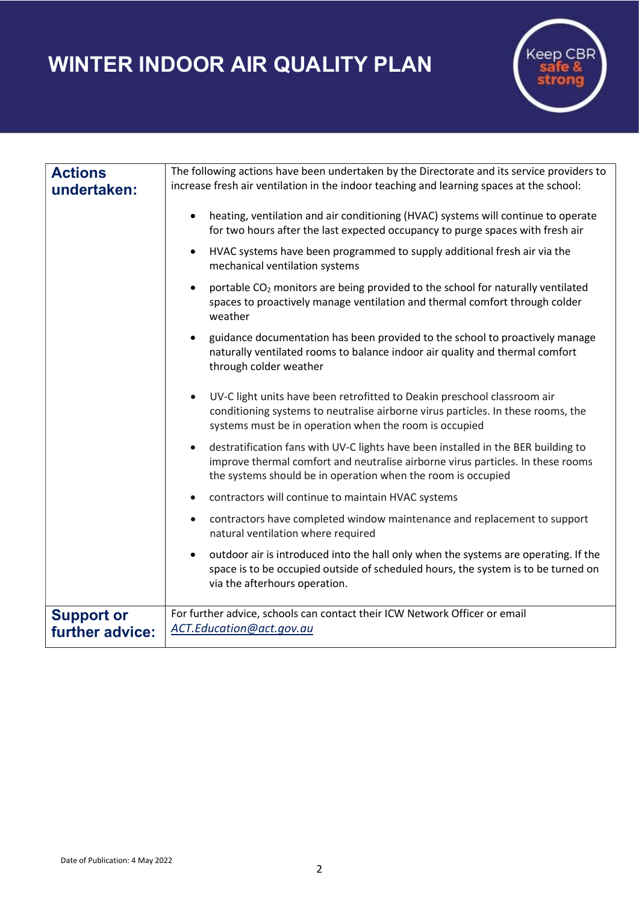# WINTER INDOOR AIR QUALITY PLAN

| | |
|---|---|
| **Actions undertaken:** | The following actions have been undertaken by the Directorate and its service providers to increase fresh air ventilation in the indoor teaching and learning spaces at the school:<br><br>• heating, ventilation and air conditioning (HVAC) systems will continue to operate for two hours after the last expected occupancy to purge spaces with fresh air<br>• HVAC systems have been programmed to supply additional fresh air via the mechanical ventilation systems<br>• portable $CO_2$ monitors are being provided to the school for naturally ventilated spaces to proactively manage ventilation and thermal comfort through colder weather<br>• guidance documentation has been provided to the school to proactively manage naturally ventilated rooms to balance indoor air quality and thermal comfort through colder weather<br>• UV-C light units have been retrofitted to Deakin preschool classroom air conditioning systems to neutralise airborne virus particles. In these rooms, the systems must be in operation when the room is occupied<br>• destratification fans with UV-C lights have been installed in the BER building to improve thermal comfort and neutralise airborne virus particles. In these rooms the systems should be in operation when the room is occupied<br>• contractors will continue to maintain HVAC systems<br>• contractors have completed window maintenance and replacement to support natural ventilation where required<br>• outdoor air is introduced into the hall only when the systems are operating. If the space is to be occupied outside of scheduled hours, the system is to be turned on via the afterhours operation. |
| **Support or further advice:** | For further advice, schools can contact their ICW Network Officer or email *ACT.Education@act.gov.au* |

Date of Publication: 4 May 2022